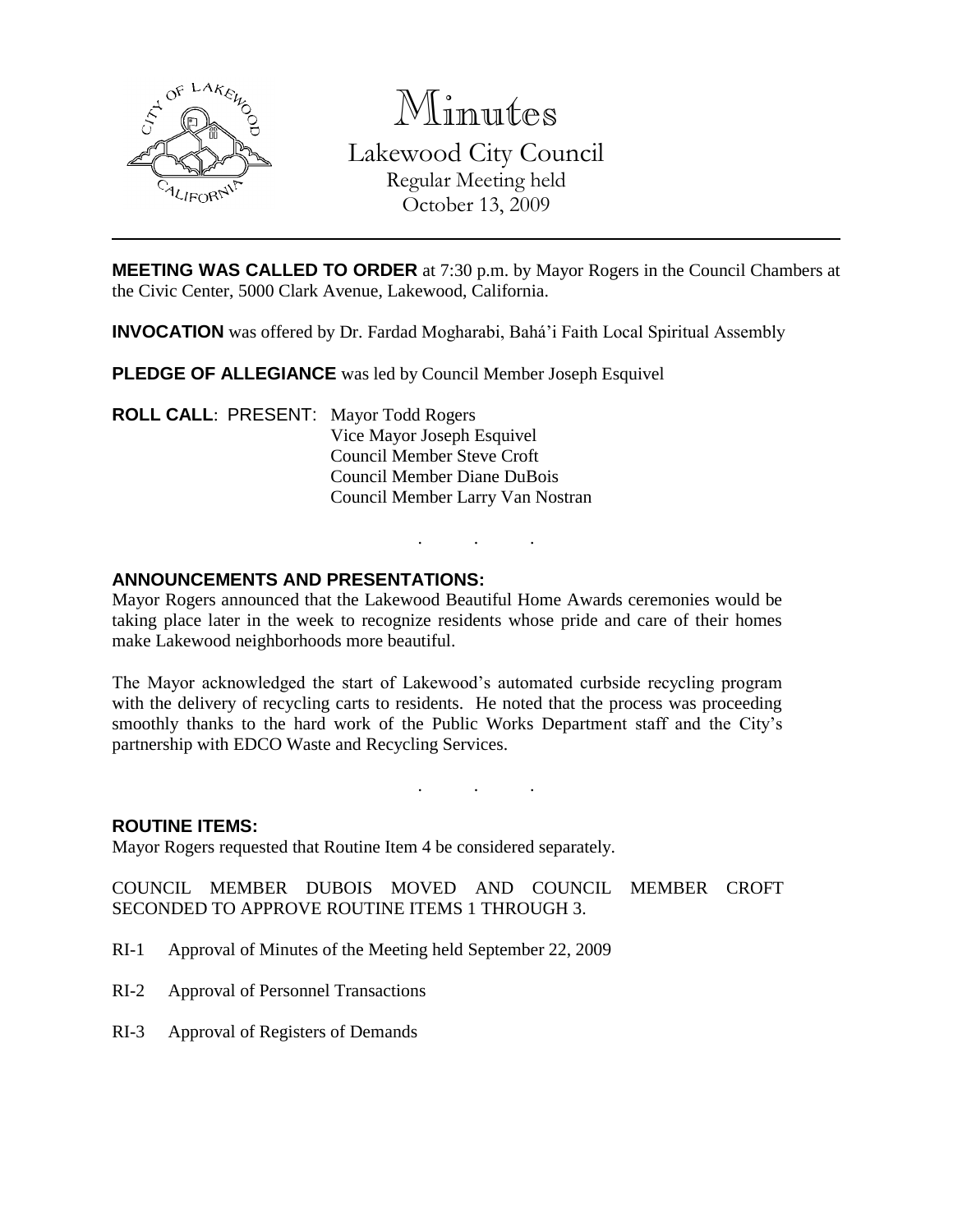# Minutes

Lakewood City Council
Regular Meeting held
October 13, 2009

---

**MEETING WAS CALLED TO ORDER** at 7:30 p.m. by Mayor Rogers in the Council Chambers at the Civic Center, 5000 Clark Avenue, Lakewood, California.

**INVOCATION** was offered by Dr. Fardad Mogharabi, Bahá'i Faith Local Spiritual Assembly

**PLEDGE OF ALLEGIANCE** was led by Council Member Joseph Esquivel

**ROLL CALL**: PRESENT: Mayor Todd Rogers
Vice Mayor Joseph Esquivel
Council Member Steve Croft
Council Member Diane DuBois
Council Member Larry Van Nostran

. . .

**ANNOUNCEMENTS AND PRESENTATIONS:**

Mayor Rogers announced that the Lakewood Beautiful Home Awards ceremonies would be taking place later in the week to recognize residents whose pride and care of their homes make Lakewood neighborhoods more beautiful.

The Mayor acknowledged the start of Lakewood's automated curbside recycling program with the delivery of recycling carts to residents. He noted that the process was proceeding smoothly thanks to the hard work of the Public Works Department staff and the City's partnership with EDCO Waste and Recycling Services.

. . .

**ROUTINE ITEMS:**

Mayor Rogers requested that Routine Item 4 be considered separately.

COUNCIL MEMBER DUBOIS MOVED AND COUNCIL MEMBER CROFT SECONDED TO APPROVE ROUTINE ITEMS 1 THROUGH 3.

RI-1 Approval of Minutes of the Meeting held September 22, 2009

RI-2 Approval of Personnel Transactions

RI-3 Approval of Registers of Demands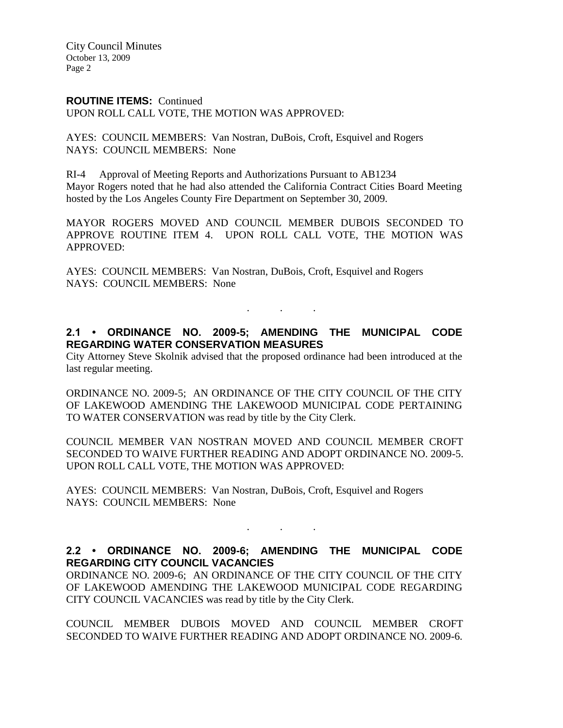**ROUTINE ITEMS:** Continued
UPON ROLL CALL VOTE, THE MOTION WAS APPROVED:

AYES: COUNCIL MEMBERS: Van Nostran, DuBois, Croft, Esquivel and Rogers
NAYS: COUNCIL MEMBERS: None

RI-4 Approval of Meeting Reports and Authorizations Pursuant to AB1234
Mayor Rogers noted that he had also attended the California Contract Cities Board Meeting hosted by the Los Angeles County Fire Department on September 30, 2009.

MAYOR ROGERS MOVED AND COUNCIL MEMBER DUBOIS SECONDED TO APPROVE ROUTINE ITEM 4. UPON ROLL CALL VOTE, THE MOTION WAS APPROVED:

AYES: COUNCIL MEMBERS: Van Nostran, DuBois, Croft, Esquivel and Rogers
NAYS: COUNCIL MEMBERS: None

. . .

**2.1 • ORDINANCE NO. 2009-5; AMENDING THE MUNICIPAL CODE REGARDING WATER CONSERVATION MEASURES**

City Attorney Steve Skolnik advised that the proposed ordinance had been introduced at the last regular meeting.

ORDINANCE NO. 2009-5; AN ORDINANCE OF THE CITY COUNCIL OF THE CITY OF LAKEWOOD AMENDING THE LAKEWOOD MUNICIPAL CODE PERTAINING TO WATER CONSERVATION was read by title by the City Clerk.

COUNCIL MEMBER VAN NOSTRAN MOVED AND COUNCIL MEMBER CROFT SECONDED TO WAIVE FURTHER READING AND ADOPT ORDINANCE NO. 2009-5. UPON ROLL CALL VOTE, THE MOTION WAS APPROVED:

AYES: COUNCIL MEMBERS: Van Nostran, DuBois, Croft, Esquivel and Rogers
NAYS: COUNCIL MEMBERS: None

. . .

**2.2 • ORDINANCE NO. 2009-6; AMENDING THE MUNICIPAL CODE REGARDING CITY COUNCIL VACANCIES**

ORDINANCE NO. 2009-6; AN ORDINANCE OF THE CITY COUNCIL OF THE CITY OF LAKEWOOD AMENDING THE LAKEWOOD MUNICIPAL CODE REGARDING CITY COUNCIL VACANCIES was read by title by the City Clerk.

COUNCIL MEMBER DUBOIS MOVED AND COUNCIL MEMBER CROFT SECONDED TO WAIVE FURTHER READING AND ADOPT ORDINANCE NO. 2009-6.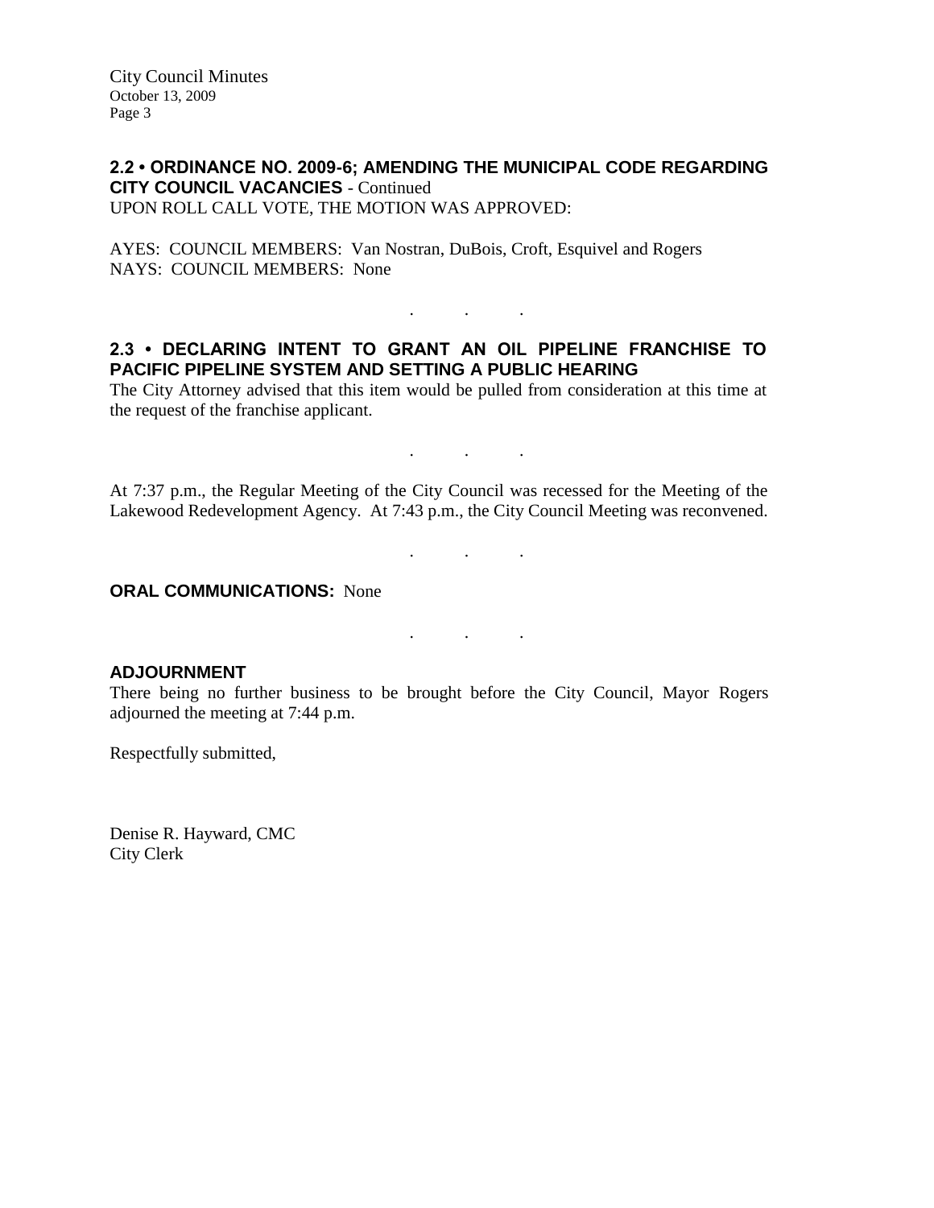**2.2 • ORDINANCE NO. 2009-6; AMENDING THE MUNICIPAL CODE REGARDING CITY COUNCIL VACANCIES** - Continued

UPON ROLL CALL VOTE, THE MOTION WAS APPROVED:

AYES: COUNCIL MEMBERS: Van Nostran, DuBois, Croft, Esquivel and Rogers
NAYS: COUNCIL MEMBERS: None

. . .

**2.3 • DECLARING INTENT TO GRANT AN OIL PIPELINE FRANCHISE TO PACIFIC PIPELINE SYSTEM AND SETTING A PUBLIC HEARING**

The City Attorney advised that this item would be pulled from consideration at this time at the request of the franchise applicant.

. . .

At 7:37 p.m., the Regular Meeting of the City Council was recessed for the Meeting of the Lakewood Redevelopment Agency. At 7:43 p.m., the City Council Meeting was reconvened.

. . .

**ORAL COMMUNICATIONS:** None

. . .

**ADJOURNMENT**

There being no further business to be brought before the City Council, Mayor Rogers adjourned the meeting at 7:44 p.m.

Respectfully submitted,

Denise R. Hayward, CMC
City Clerk